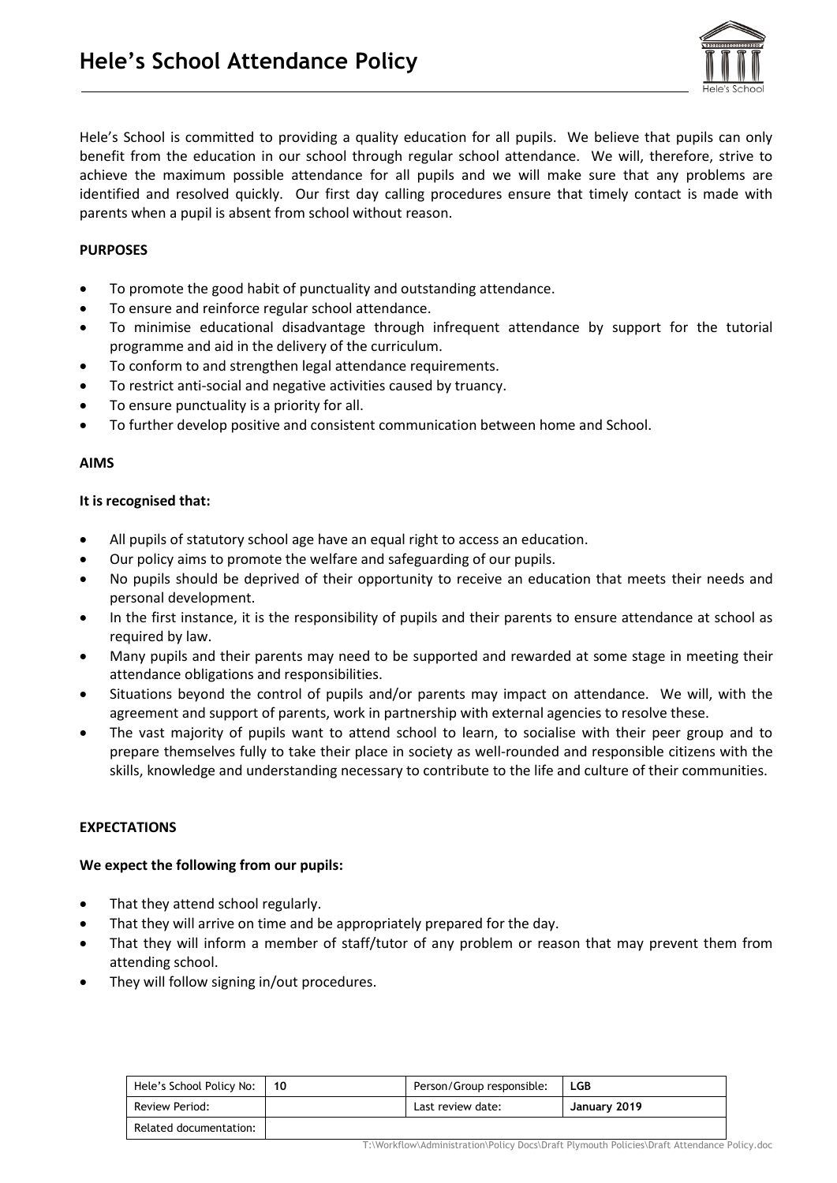# Hele's School Attendance Policy

Hele's School is committed to providing a quality education for all pupils. We believe that pupils can only benefit from the education in our school through regular school attendance. We will, therefore, strive to achieve the maximum possible attendance for all pupils and we will make sure that any problems are identified and resolved quickly. Our first day calling procedures ensure that timely contact is made with parents when a pupil is absent from school without reason.

**PURPOSES**

- To promote the good habit of punctuality and outstanding attendance.
- To ensure and reinforce regular school attendance.
- To minimise educational disadvantage through infrequent attendance by support for the tutorial programme and aid in the delivery of the curriculum.
- To conform to and strengthen legal attendance requirements.
- To restrict anti-social and negative activities caused by truancy.
- To ensure punctuality is a priority for all.
- To further develop positive and consistent communication between home and School.

**AIMS**

**It is recognised that:**

- All pupils of statutory school age have an equal right to access an education.
- Our policy aims to promote the welfare and safeguarding of our pupils.
- No pupils should be deprived of their opportunity to receive an education that meets their needs and personal development.
- In the first instance, it is the responsibility of pupils and their parents to ensure attendance at school as required by law.
- Many pupils and their parents may need to be supported and rewarded at some stage in meeting their attendance obligations and responsibilities.
- Situations beyond the control of pupils and/or parents may impact on attendance. We will, with the agreement and support of parents, work in partnership with external agencies to resolve these.
- The vast majority of pupils want to attend school to learn, to socialise with their peer group and to prepare themselves fully to take their place in society as well-rounded and responsible citizens with the skills, knowledge and understanding necessary to contribute to the life and culture of their communities.

**EXPECTATIONS**

**We expect the following from our pupils:**

- That they attend school regularly.
- That they will arrive on time and be appropriately prepared for the day.
- That they will inform a member of staff/tutor of any problem or reason that may prevent them from attending school.
- They will follow signing in/out procedures.

| Hele's School Policy No: | 10 | Person/Group responsible: | LGB |
|---|---|---|---|
| Review Period: | | Last review date: | January 2019 |
| Related documentation: | | | |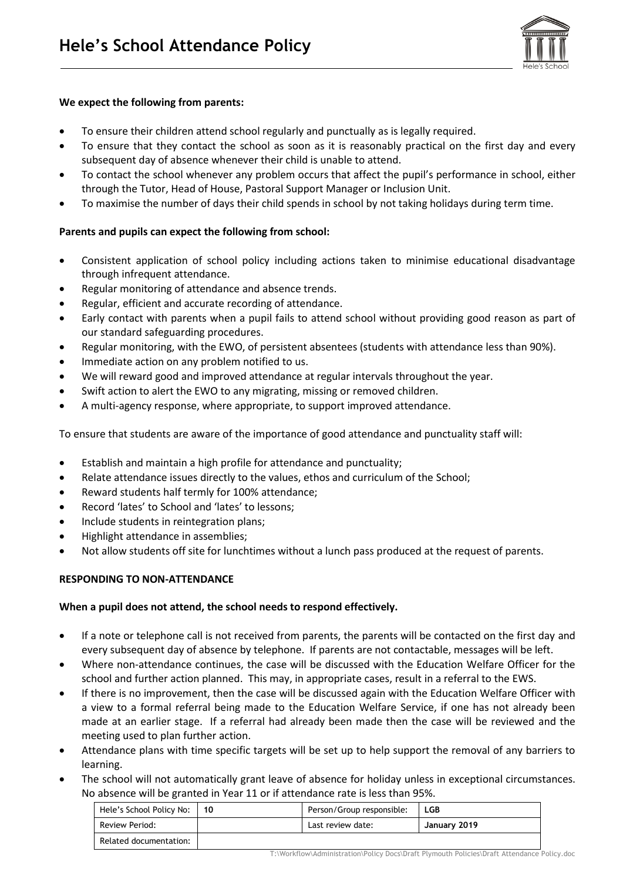**We expect the following from parents:**

- To ensure their children attend school regularly and punctually as is legally required.
- To ensure that they contact the school as soon as it is reasonably practical on the first day and every subsequent day of absence whenever their child is unable to attend.
- To contact the school whenever any problem occurs that affect the pupil's performance in school, either through the Tutor, Head of House, Pastoral Support Manager or Inclusion Unit.
- To maximise the number of days their child spends in school by not taking holidays during term time.

**Parents and pupils can expect the following from school:**

- Consistent application of school policy including actions taken to minimise educational disadvantage through infrequent attendance.
- Regular monitoring of attendance and absence trends.
- Regular, efficient and accurate recording of attendance.
- Early contact with parents when a pupil fails to attend school without providing good reason as part of our standard safeguarding procedures.
- Regular monitoring, with the EWO, of persistent absentees (students with attendance less than 90%).
- Immediate action on any problem notified to us.
- We will reward good and improved attendance at regular intervals throughout the year.
- Swift action to alert the EWO to any migrating, missing or removed children.
- A multi-agency response, where appropriate, to support improved attendance.

To ensure that students are aware of the importance of good attendance and punctuality staff will:

- Establish and maintain a high profile for attendance and punctuality;
- Relate attendance issues directly to the values, ethos and curriculum of the School;
- Reward students half termly for 100% attendance;
- Record 'lates' to School and 'lates' to lessons;
- Include students in reintegration plans;
- Highlight attendance in assemblies;
- Not allow students off site for lunchtimes without a lunch pass produced at the request of parents.

**RESPONDING TO NON-ATTENDANCE**

**When a pupil does not attend, the school needs to respond effectively.**

- If a note or telephone call is not received from parents, the parents will be contacted on the first day and every subsequent day of absence by telephone. If parents are not contactable, messages will be left.
- Where non-attendance continues, the case will be discussed with the Education Welfare Officer for the school and further action planned. This may, in appropriate cases, result in a referral to the EWS.
- If there is no improvement, then the case will be discussed again with the Education Welfare Officer with a view to a formal referral being made to the Education Welfare Service, if one has not already been made at an earlier stage. If a referral had already been made then the case will be reviewed and the meeting used to plan further action.
- Attendance plans with time specific targets will be set up to help support the removal of any barriers to learning.
- The school will not automatically grant leave of absence for holiday unless in exceptional circumstances. No absence will be granted in Year 11 or if attendance rate is less than 95%.

| Hele's School Policy No: | 10 | Person/Group responsible: | LGB |
|---|---|---|---|
| Review Period: | | Last review date: | January 2019 |
| Related documentation: | | | |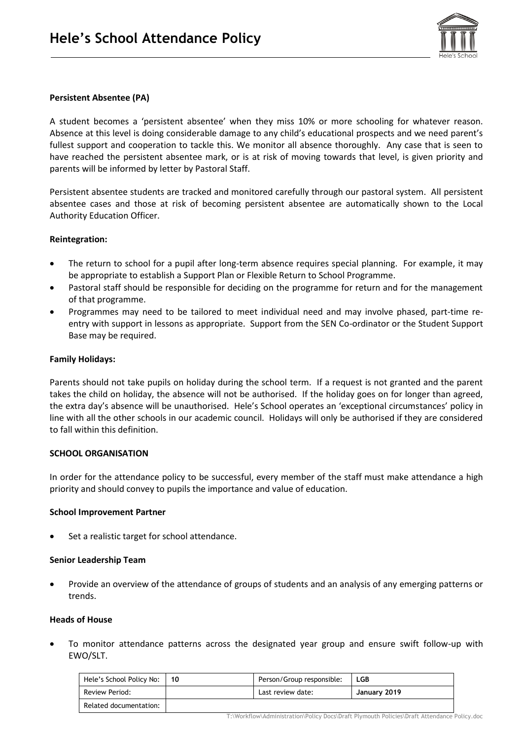**Persistent Absentee (PA)**

A student becomes a 'persistent absentee' when they miss 10% or more schooling for whatever reason. Absence at this level is doing considerable damage to any child's educational prospects and we need parent's fullest support and cooperation to tackle this. We monitor all absence thoroughly. Any case that is seen to have reached the persistent absentee mark, or is at risk of moving towards that level, is given priority and parents will be informed by letter by Pastoral Staff.

Persistent absentee students are tracked and monitored carefully through our pastoral system. All persistent absentee cases and those at risk of becoming persistent absentee are automatically shown to the Local Authority Education Officer.

**Reintegration:**

- The return to school for a pupil after long-term absence requires special planning. For example, it may be appropriate to establish a Support Plan or Flexible Return to School Programme.
- Pastoral staff should be responsible for deciding on the programme for return and for the management of that programme.
- Programmes may need to be tailored to meet individual need and may involve phased, part-time re-entry with support in lessons as appropriate. Support from the SEN Co-ordinator or the Student Support Base may be required.

**Family Holidays:**

Parents should not take pupils on holiday during the school term. If a request is not granted and the parent takes the child on holiday, the absence will not be authorised. If the holiday goes on for longer than agreed, the extra day's absence will be unauthorised. Hele's School operates an 'exceptional circumstances' policy in line with all the other schools in our academic council. Holidays will only be authorised if they are considered to fall within this definition.

**SCHOOL ORGANISATION**

In order for the attendance policy to be successful, every member of the staff must make attendance a high priority and should convey to pupils the importance and value of education.

**School Improvement Partner**

- Set a realistic target for school attendance.

**Senior Leadership Team**

- Provide an overview of the attendance of groups of students and an analysis of any emerging patterns or trends.

**Heads of House**

- To monitor attendance patterns across the designated year group and ensure swift follow-up with EWO/SLT.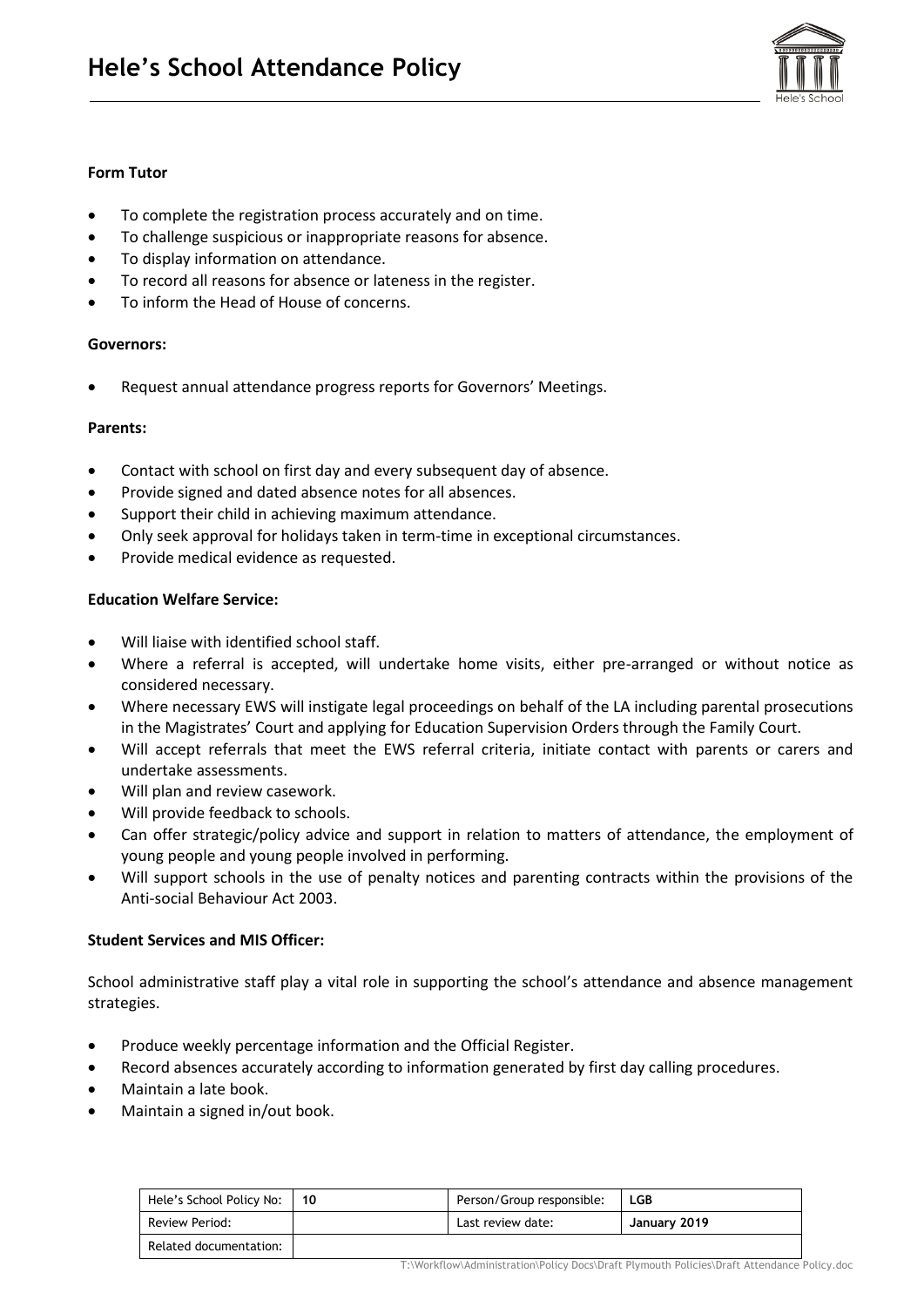**Form Tutor**

- To complete the registration process accurately and on time.
- To challenge suspicious or inappropriate reasons for absence.
- To display information on attendance.
- To record all reasons for absence or lateness in the register.
- To inform the Head of House of concerns.

**Governors:**

- Request annual attendance progress reports for Governors' Meetings.

**Parents:**

- Contact with school on first day and every subsequent day of absence.
- Provide signed and dated absence notes for all absences.
- Support their child in achieving maximum attendance.
- Only seek approval for holidays taken in term-time in exceptional circumstances.
- Provide medical evidence as requested.

**Education Welfare Service:**

- Will liaise with identified school staff.
- Where a referral is accepted, will undertake home visits, either pre-arranged or without notice as considered necessary.
- Where necessary EWS will instigate legal proceedings on behalf of the LA including parental prosecutions in the Magistrates' Court and applying for Education Supervision Orders through the Family Court.
- Will accept referrals that meet the EWS referral criteria, initiate contact with parents or carers and undertake assessments.
- Will plan and review casework.
- Will provide feedback to schools.
- Can offer strategic/policy advice and support in relation to matters of attendance, the employment of young people and young people involved in performing.
- Will support schools in the use of penalty notices and parenting contracts within the provisions of the Anti-social Behaviour Act 2003.

**Student Services and MIS Officer:**

School administrative staff play a vital role in supporting the school's attendance and absence management strategies.

- Produce weekly percentage information and the Official Register.
- Record absences accurately according to information generated by first day calling procedures.
- Maintain a late book.
- Maintain a signed in/out book.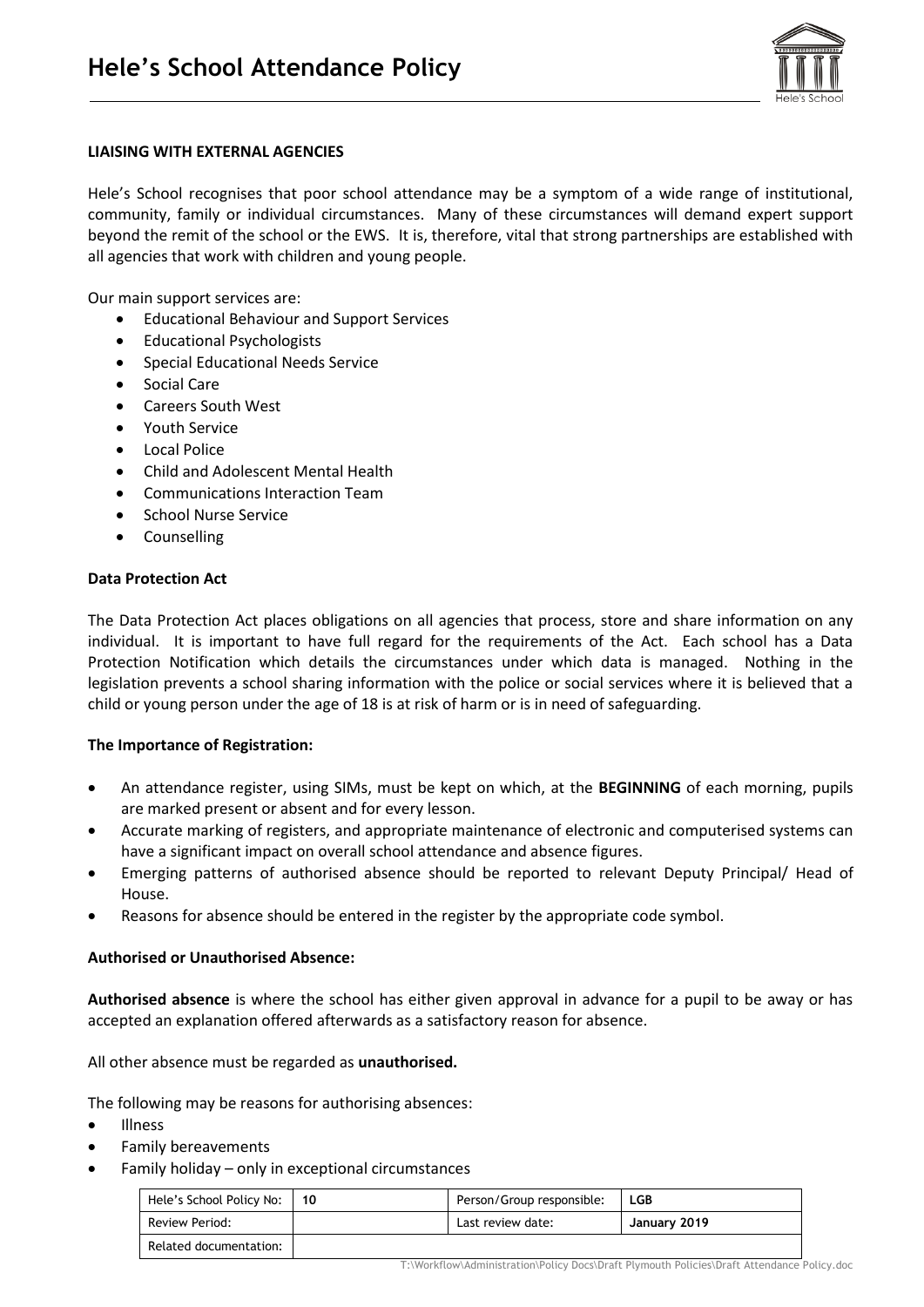**LIAISING WITH EXTERNAL AGENCIES**

Hele's School recognises that poor school attendance may be a symptom of a wide range of institutional, community, family or individual circumstances. Many of these circumstances will demand expert support beyond the remit of the school or the EWS. It is, therefore, vital that strong partnerships are established with all agencies that work with children and young people.

Our main support services are:

- Educational Behaviour and Support Services
- Educational Psychologists
- Special Educational Needs Service
- Social Care
- Careers South West
- Youth Service
- Local Police
- Child and Adolescent Mental Health
- Communications Interaction Team
- School Nurse Service
- Counselling

**Data Protection Act**

The Data Protection Act places obligations on all agencies that process, store and share information on any individual. It is important to have full regard for the requirements of the Act. Each school has a Data Protection Notification which details the circumstances under which data is managed. Nothing in the legislation prevents a school sharing information with the police or social services where it is believed that a child or young person under the age of 18 is at risk of harm or is in need of safeguarding.

**The Importance of Registration:**

- An attendance register, using SIMs, must be kept on which, at the **BEGINNING** of each morning, pupils are marked present or absent and for every lesson.
- Accurate marking of registers, and appropriate maintenance of electronic and computerised systems can have a significant impact on overall school attendance and absence figures.
- Emerging patterns of authorised absence should be reported to relevant Deputy Principal/ Head of House.
- Reasons for absence should be entered in the register by the appropriate code symbol.

**Authorised or Unauthorised Absence:**

**Authorised absence** is where the school has either given approval in advance for a pupil to be away or has accepted an explanation offered afterwards as a satisfactory reason for absence.

All other absence must be regarded as **unauthorised.**

The following may be reasons for authorising absences:

- Illness
- Family bereavements
- Family holiday – only in exceptional circumstances

| Hele's School Policy No: | 10 | Person/Group responsible: | LGB |
|---|---|---|---|
| Review Period: | | Last review date: | January 2019 |
| Related documentation: | | | |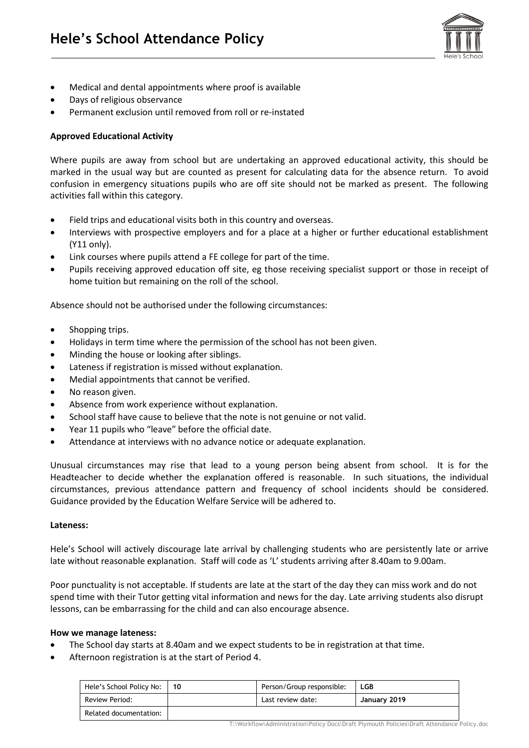- Medical and dental appointments where proof is available
- Days of religious observance
- Permanent exclusion until removed from roll or re-instated

**Approved Educational Activity**

Where pupils are away from school but are undertaking an approved educational activity, this should be marked in the usual way but are counted as present for calculating data for the absence return. To avoid confusion in emergency situations pupils who are off site should not be marked as present. The following activities fall within this category.

- Field trips and educational visits both in this country and overseas.
- Interviews with prospective employers and for a place at a higher or further educational establishment (Y11 only).
- Link courses where pupils attend a FE college for part of the time.
- Pupils receiving approved education off site, eg those receiving specialist support or those in receipt of home tuition but remaining on the roll of the school.

Absence should not be authorised under the following circumstances:

- Shopping trips.
- Holidays in term time where the permission of the school has not been given.
- Minding the house or looking after siblings.
- Lateness if registration is missed without explanation.
- Medial appointments that cannot be verified.
- No reason given.
- Absence from work experience without explanation.
- School staff have cause to believe that the note is not genuine or not valid.
- Year 11 pupils who "leave" before the official date.
- Attendance at interviews with no advance notice or adequate explanation.

Unusual circumstances may rise that lead to a young person being absent from school. It is for the Headteacher to decide whether the explanation offered is reasonable. In such situations, the individual circumstances, previous attendance pattern and frequency of school incidents should be considered. Guidance provided by the Education Welfare Service will be adhered to.

**Lateness:**

Hele's School will actively discourage late arrival by challenging students who are persistently late or arrive late without reasonable explanation. Staff will code as 'L' students arriving after 8.40am to 9.00am.

Poor punctuality is not acceptable. If students are late at the start of the day they can miss work and do not spend time with their Tutor getting vital information and news for the day. Late arriving students also disrupt lessons, can be embarrassing for the child and can also encourage absence.

**How we manage lateness:**

- The School day starts at 8.40am and we expect students to be in registration at that time.
- Afternoon registration is at the start of Period 4.

| Hele's School Policy No: | 10 | Person/Group responsible: | LGB |
|---|---|---|---|
| Review Period: | | Last review date: | January 2019 |
| Related documentation: | | | |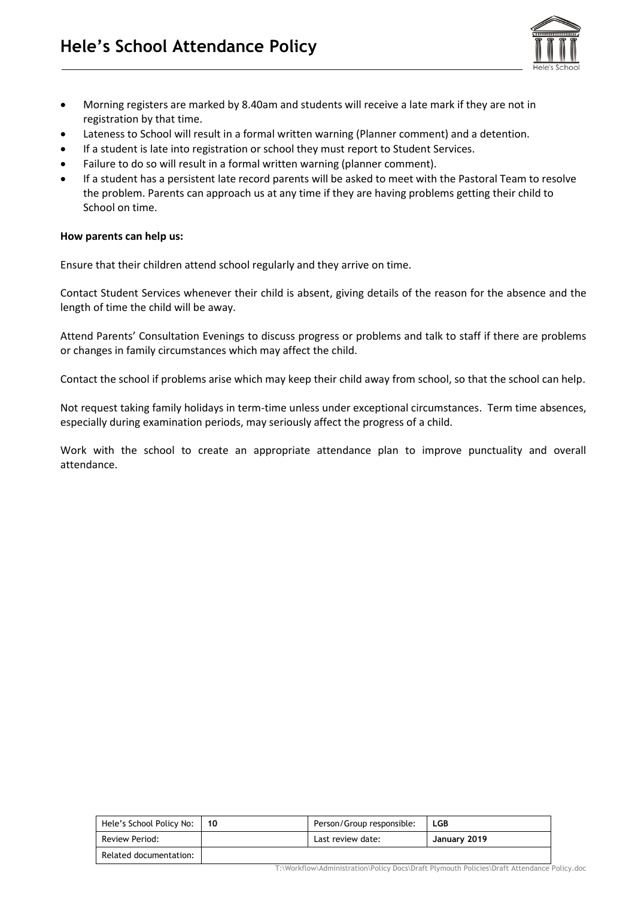- Morning registers are marked by 8.40am and students will receive a late mark if they are not in registration by that time.
- Lateness to School will result in a formal written warning (Planner comment) and a detention.
- If a student is late into registration or school they must report to Student Services.
- Failure to do so will result in a formal written warning (planner comment).
- If a student has a persistent late record parents will be asked to meet with the Pastoral Team to resolve the problem. Parents can approach us at any time if they are having problems getting their child to School on time.

**How parents can help us:**

Ensure that their children attend school regularly and they arrive on time.

Contact Student Services whenever their child is absent, giving details of the reason for the absence and the length of time the child will be away.

Attend Parents' Consultation Evenings to discuss progress or problems and talk to staff if there are problems or changes in family circumstances which may affect the child.

Contact the school if problems arise which may keep their child away from school, so that the school can help.

Not request taking family holidays in term-time unless under exceptional circumstances. Term time absences, especially during examination periods, may seriously affect the progress of a child.

Work with the school to create an appropriate attendance plan to improve punctuality and overall attendance.

| | | | |
|---|---|---|---|
| Hele's School Policy No: | 10 | Person/Group responsible: | **LGB** |
| Review Period: | | Last review date: | **January 2019** |
| Related documentation: | | | |

T:\Workflow\Administration\Policy Docs\Draft Plymouth Policies\Draft Attendance Policy.doc